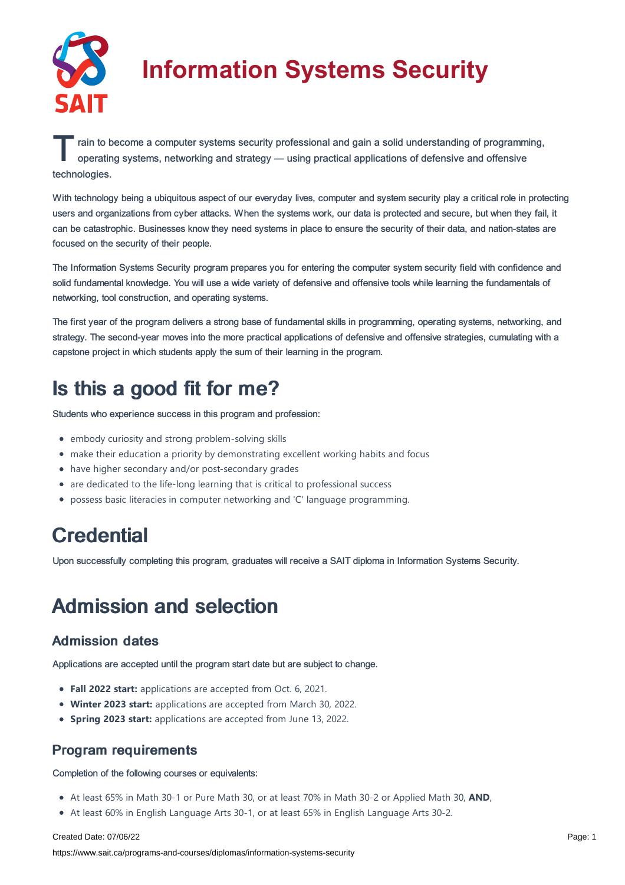# Information Systems Security

Train to become a computer systems security professional and gain a solid understanding of programming, operating systems, networking and strategy — using practical applications of defensive and offensive technologies.

With technology being a ubiquitous aspect of our everyday lives, computer and system security play a critical role in protecting users and organizations from cyber attacks. When the systems work, our data is protected and secure, but when they fail, it can be catastrophic. Businesses know they need systems in place to ensure the security of their data, and nation-states are focused on the security of their people.

The Information Systems Security program prepares you for entering the computer system security field with confidence and solid fundamental knowledge. You will use a wide variety of defensive and offensive tools while learning the fundamentals of networking, tool construction, and operating systems.

The first year of the program delivers a strong base of fundamental skills in programming, operating systems, networking, and strategy. The second-year moves into the more practical applications of defensive and offensive strategies, cumulating with a capstone project in which students apply the sum of their learning in the program.

## Is this a good fit for me?

Students who experience success in this program and profession:

- embody curiosity and strong problem-solving skills
- make their education a priority by demonstrating excellent working habits and focus
- have higher secondary and/or post-secondary grades
- are dedicated to the life-long learning that is critical to professional success
- possess basic literacies in computer networking and 'C' language programming.

## Credential

Upon successfully completing this program, graduates will receive a SAIT diploma in Information Systems Security.

## Admission and selection

### Admission dates

Applications are accepted until the program start date but are subject to change.

- **Fall 2022 start:** applications are accepted from Oct. 6, 2021.
- **Winter 2023 start:** applications are accepted from March 30, 2022.
- **Spring 2023 start:** applications are accepted from June 13, 2022.

### Program requirements

Completion of the following courses or equivalents:

- At least 65% in Math 30-1 or Pure Math 30, or at least 70% in Math 30-2 or Applied Math 30, **AND**,
- At least 60% in English Language Arts 30-1, or at least 65% in English Language Arts 30-2.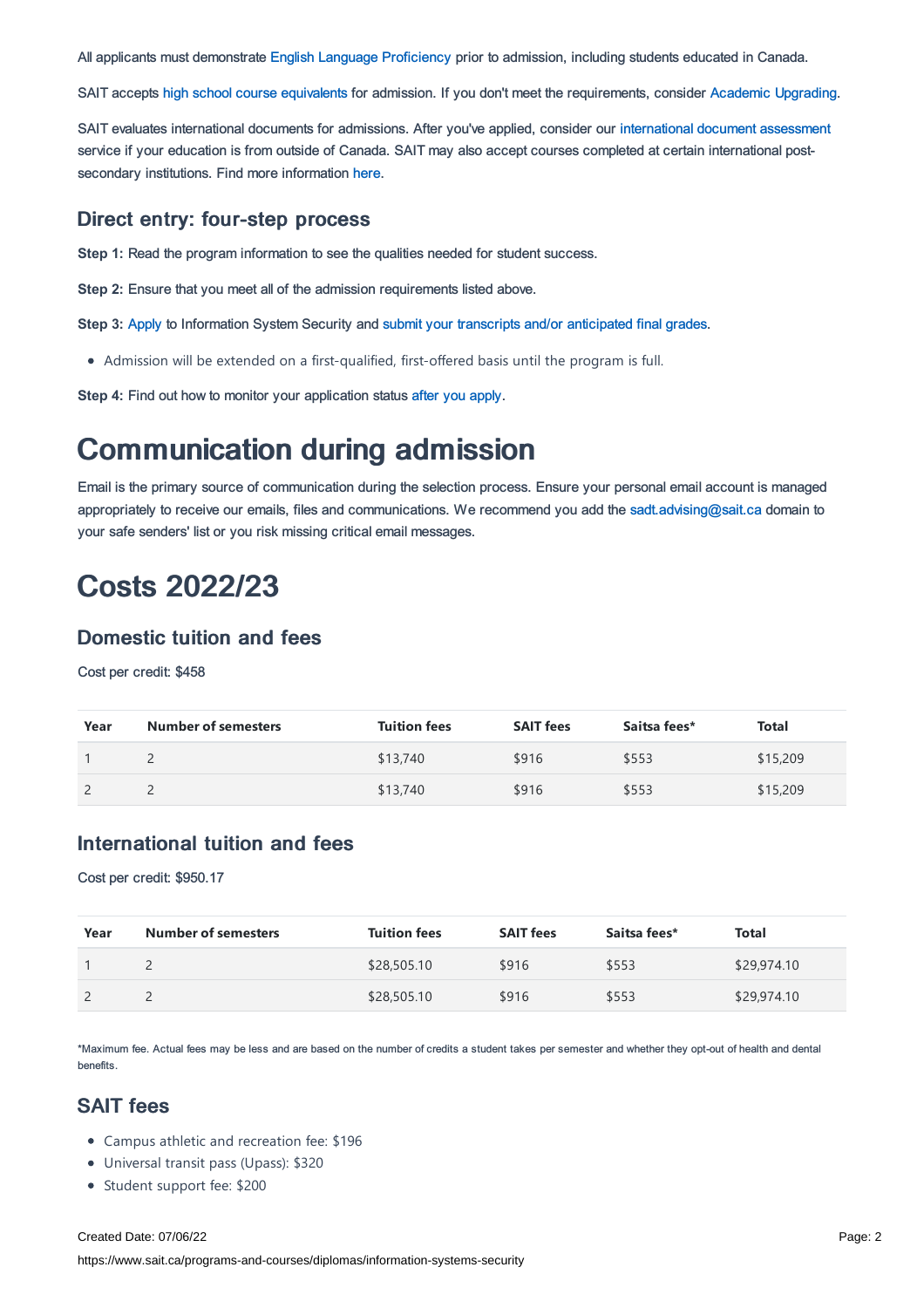All applicants must demonstrate English Language Proficiency prior to admission, including students educated in Canada.

SAIT accepts high school course equivalents for admission. If you don't meet the requirements, consider Academic Upgrading.

SAIT evaluates international documents for admissions. After you've applied, consider our international document assessment service if your education is from outside of Canada. SAIT may also accept courses completed at certain international post-secondary institutions. Find more information here.

### Direct entry: four-step process

**Step 1:** Read the program information to see the qualities needed for student success.

**Step 2:** Ensure that you meet all of the admission requirements listed above.

**Step 3:** Apply to Information System Security and submit your transcripts and/or anticipated final grades.

- Admission will be extended on a first-qualified, first-offered basis until the program is full.

**Step 4:** Find out how to monitor your application status after you apply.

# Communication during admission

Email is the primary source of communication during the selection process. Ensure your personal email account is managed appropriately to receive our emails, files and communications. We recommend you add the sadt.advising@sait.ca domain to your safe senders' list or you risk missing critical email messages.

# Costs 2022/23

### Domestic tuition and fees

Cost per credit: $458

| Year | Number of semesters | Tuition fees | SAIT fees | Saitsa fees* | Total |
|---|---|---|---|---|---|
| 1 | 2 | $13,740 | $916 | $553 | $15,209 |
| 2 | 2 | $13,740 | $916 | $553 | $15,209 |

### International tuition and fees

Cost per credit: $950.17

| Year | Number of semesters | Tuition fees | SAIT fees | Saitsa fees* | Total |
|---|---|---|---|---|---|
| 1 | 2 | $28,505.10 | $916 | $553 | $29,974.10 |
| 2 | 2 | $28,505.10 | $916 | $553 | $29,974.10 |

*Maximum fee. Actual fees may be less and are based on the number of credits a student takes per semester and whether they opt-out of health and dental benefits.

### SAIT fees

- Campus athletic and recreation fee: $196
- Universal transit pass (Upass): $320
- Student support fee: $200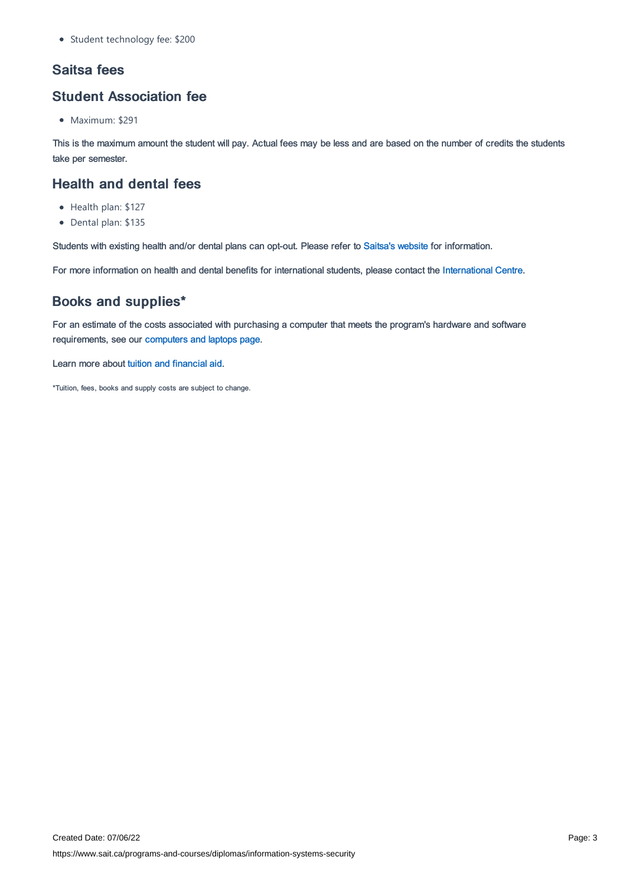- Student technology fee: $200

## Saitsa fees

## Student Association fee

- Maximum: $291

This is the maximum amount the student will pay. Actual fees may be less and are based on the number of credits the students take per semester.

## Health and dental fees

- Health plan: $127
- Dental plan: $135

Students with existing health and/or dental plans can opt-out. Please refer to Saitsa's website for information.

For more information on health and dental benefits for international students, please contact the International Centre.

## Books and supplies*

For an estimate of the costs associated with purchasing a computer that meets the program's hardware and software requirements, see our computers and laptops page.

Learn more about tuition and financial aid.

*Tuition, fees, books and supply costs are subject to change.